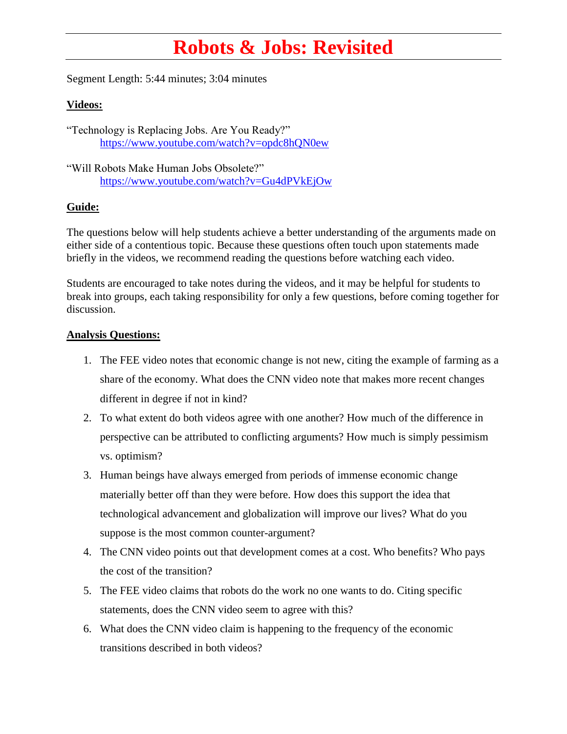# Robots & Jobs: Revisited

Segment Length: 5:44 minutes; 3:04 minutes

**Videos:**

"Technology is Replacing Jobs. Are You Ready?"
[https://www.youtube.com/watch?v=opdc8hQN0ew](https://www.youtube.com/watch?v=opdc8hQN0ew)

"Will Robots Make Human Jobs Obsolete?"
[https://www.youtube.com/watch?v=Gu4dPVkEjOw](https://www.youtube.com/watch?v=Gu4dPVkEjOw)

**Guide:**

The questions below will help students achieve a better understanding of the arguments made on either side of a contentious topic. Because these questions often touch upon statements made briefly in the videos, we recommend reading the questions before watching each video.

Students are encouraged to take notes during the videos, and it may be helpful for students to break into groups, each taking responsibility for only a few questions, before coming together for discussion.

**Analysis Questions:**

1. The FEE video notes that economic change is not new, citing the example of farming as a share of the economy. What does the CNN video note that makes more recent changes different in degree if not in kind?
2. To what extent do both videos agree with one another? How much of the difference in perspective can be attributed to conflicting arguments? How much is simply pessimism vs. optimism?
3. Human beings have always emerged from periods of immense economic change materially better off than they were before. How does this support the idea that technological advancement and globalization will improve our lives? What do you suppose is the most common counter-argument?
4. The CNN video points out that development comes at a cost. Who benefits? Who pays the cost of the transition?
5. The FEE video claims that robots do the work no one wants to do. Citing specific statements, does the CNN video seem to agree with this?
6. What does the CNN video claim is happening to the frequency of the economic transitions described in both videos?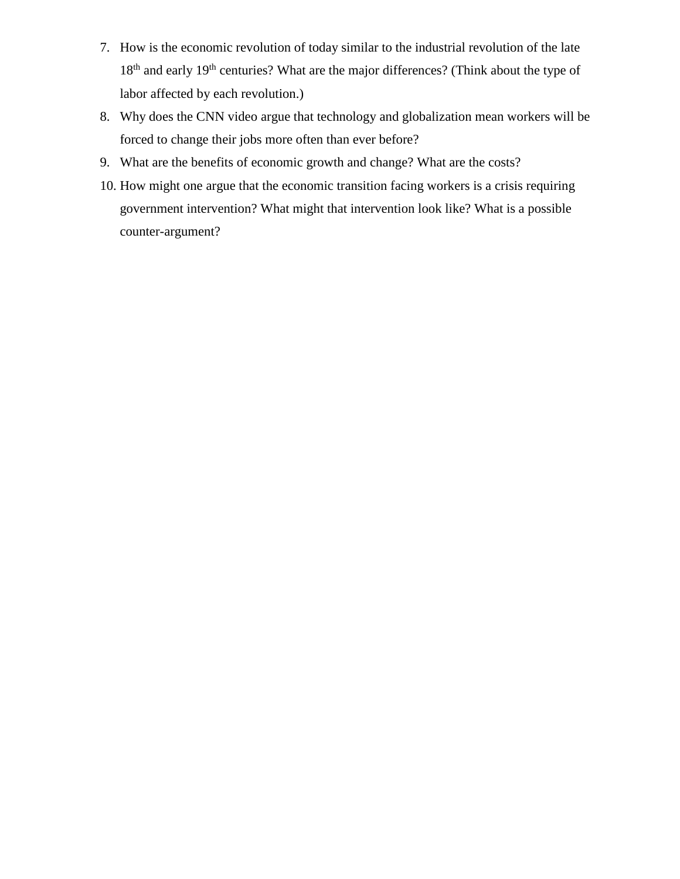7. How is the economic revolution of today similar to the industrial revolution of the late 18th and early 19th centuries? What are the major differences? (Think about the type of labor affected by each revolution.)
8. Why does the CNN video argue that technology and globalization mean workers will be forced to change their jobs more often than ever before?
9. What are the benefits of economic growth and change? What are the costs?
10. How might one argue that the economic transition facing workers is a crisis requiring government intervention? What might that intervention look like? What is a possible counter-argument?